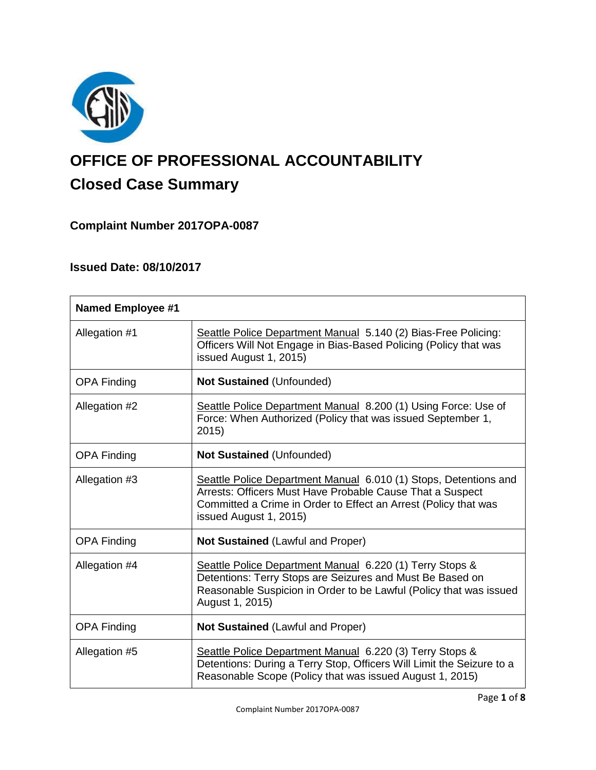# OFFICE OF PROFESSIONAL ACCOUNTABILITY

## Closed Case Summary

### Complaint Number 2017OPA-0087

### Issued Date: 08/10/2017

| **Named Employee #1** | |
|---|---|
| Allegation #1 | Seattle Police Department Manual 5.140 (2) Bias-Free Policing: Officers Will Not Engage in Bias-Based Policing (Policy that was issued August 1, 2015) |
| OPA Finding | **Not Sustained** (Unfounded) |
| Allegation #2 | Seattle Police Department Manual 8.200 (1) Using Force: Use of Force: When Authorized (Policy that was issued September 1, 2015) |
| OPA Finding | **Not Sustained** (Unfounded) |
| Allegation #3 | Seattle Police Department Manual 6.010 (1) Stops, Detentions and Arrests: Officers Must Have Probable Cause That a Suspect Committed a Crime in Order to Effect an Arrest (Policy that was issued August 1, 2015) |
| OPA Finding | **Not Sustained** (Lawful and Proper) |
| Allegation #4 | Seattle Police Department Manual 6.220 (1) Terry Stops & Detentions: Terry Stops are Seizures and Must Be Based on Reasonable Suspicion in Order to be Lawful (Policy that was issued August 1, 2015) |
| OPA Finding | **Not Sustained** (Lawful and Proper) |
| Allegation #5 | Seattle Police Department Manual 6.220 (3) Terry Stops & Detentions: During a Terry Stop, Officers Will Limit the Seizure to a Reasonable Scope (Policy that was issued August 1, 2015) |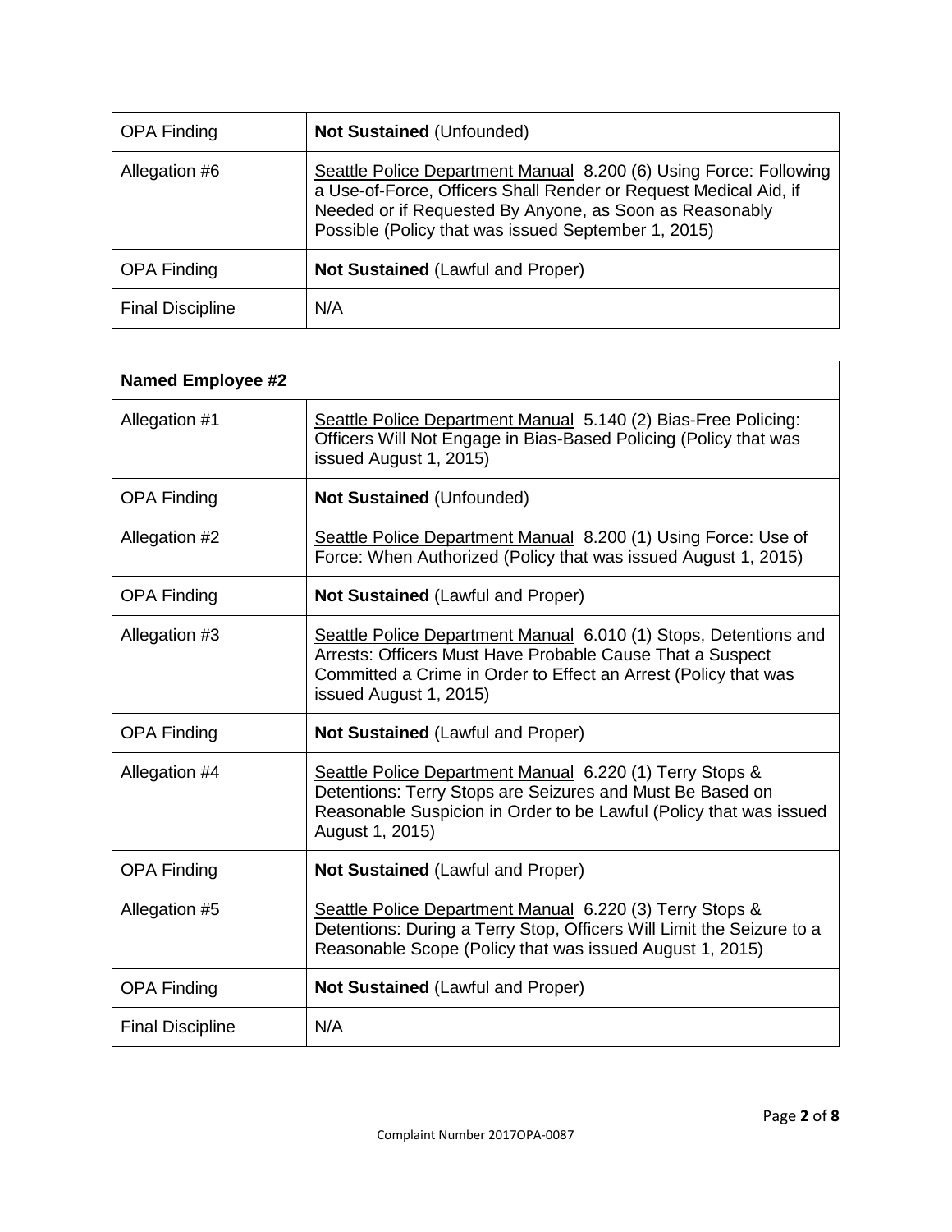| OPA Finding | **Not Sustained** (Unfounded) |
|---|---|
| Allegation #6 | Seattle Police Department Manual 8.200 (6) Using Force: Following a Use-of-Force, Officers Shall Render or Request Medical Aid, if Needed or if Requested By Anyone, as Soon as Reasonably Possible (Policy that was issued September 1, 2015) |
| OPA Finding | **Not Sustained** (Lawful and Proper) |
| Final Discipline | N/A |

| **Named Employee #2** | |
|---|---|
| Allegation #1 | Seattle Police Department Manual 5.140 (2) Bias-Free Policing: Officers Will Not Engage in Bias-Based Policing (Policy that was issued August 1, 2015) |
| OPA Finding | **Not Sustained** (Unfounded) |
| Allegation #2 | Seattle Police Department Manual 8.200 (1) Using Force: Use of Force: When Authorized (Policy that was issued August 1, 2015) |
| OPA Finding | **Not Sustained** (Lawful and Proper) |
| Allegation #3 | Seattle Police Department Manual 6.010 (1) Stops, Detentions and Arrests: Officers Must Have Probable Cause That a Suspect Committed a Crime in Order to Effect an Arrest (Policy that was issued August 1, 2015) |
| OPA Finding | **Not Sustained** (Lawful and Proper) |
| Allegation #4 | Seattle Police Department Manual 6.220 (1) Terry Stops & Detentions: Terry Stops are Seizures and Must Be Based on Reasonable Suspicion in Order to be Lawful (Policy that was issued August 1, 2015) |
| OPA Finding | **Not Sustained** (Lawful and Proper) |
| Allegation #5 | Seattle Police Department Manual 6.220 (3) Terry Stops & Detentions: During a Terry Stop, Officers Will Limit the Seizure to a Reasonable Scope (Policy that was issued August 1, 2015) |
| OPA Finding | **Not Sustained** (Lawful and Proper) |
| Final Discipline | N/A |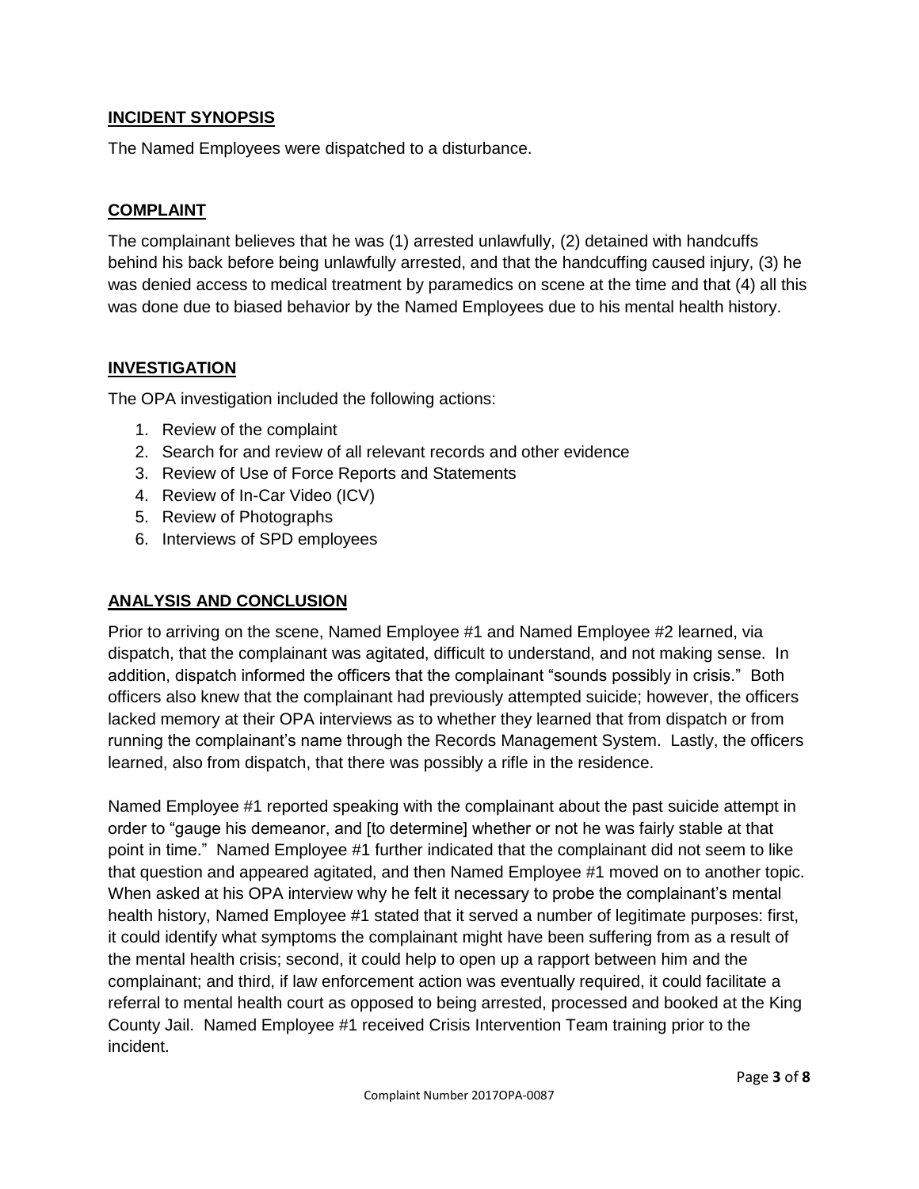## INCIDENT SYNOPSIS

The Named Employees were dispatched to a disturbance.

## COMPLAINT

The complainant believes that he was (1) arrested unlawfully, (2) detained with handcuffs behind his back before being unlawfully arrested, and that the handcuffing caused injury, (3) he was denied access to medical treatment by paramedics on scene at the time and that (4) all this was done due to biased behavior by the Named Employees due to his mental health history.

## INVESTIGATION

The OPA investigation included the following actions:

1. Review of the complaint
2. Search for and review of all relevant records and other evidence
3. Review of Use of Force Reports and Statements
4. Review of In-Car Video (ICV)
5. Review of Photographs
6. Interviews of SPD employees

## ANALYSIS AND CONCLUSION

Prior to arriving on the scene, Named Employee #1 and Named Employee #2 learned, via dispatch, that the complainant was agitated, difficult to understand, and not making sense. In addition, dispatch informed the officers that the complainant "sounds possibly in crisis." Both officers also knew that the complainant had previously attempted suicide; however, the officers lacked memory at their OPA interviews as to whether they learned that from dispatch or from running the complainant's name through the Records Management System. Lastly, the officers learned, also from dispatch, that there was possibly a rifle in the residence.

Named Employee #1 reported speaking with the complainant about the past suicide attempt in order to "gauge his demeanor, and [to determine] whether or not he was fairly stable at that point in time." Named Employee #1 further indicated that the complainant did not seem to like that question and appeared agitated, and then Named Employee #1 moved on to another topic. When asked at his OPA interview why he felt it necessary to probe the complainant's mental health history, Named Employee #1 stated that it served a number of legitimate purposes: first, it could identify what symptoms the complainant might have been suffering from as a result of the mental health crisis; second, it could help to open up a rapport between him and the complainant; and third, if law enforcement action was eventually required, it could facilitate a referral to mental health court as opposed to being arrested, processed and booked at the King County Jail. Named Employee #1 received Crisis Intervention Team training prior to the incident.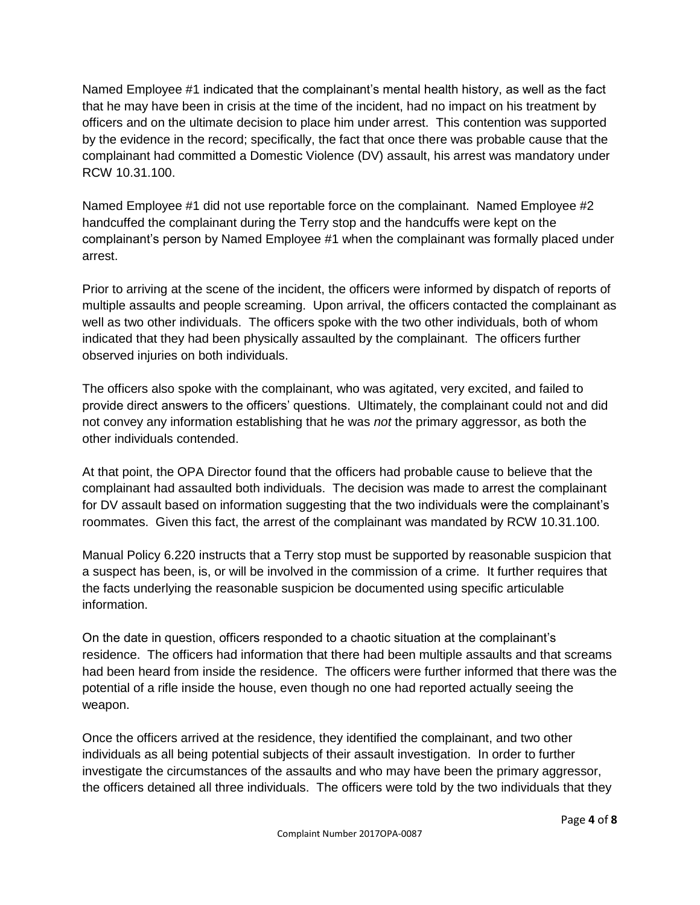Named Employee #1 indicated that the complainant's mental health history, as well as the fact that he may have been in crisis at the time of the incident, had no impact on his treatment by officers and on the ultimate decision to place him under arrest. This contention was supported by the evidence in the record; specifically, the fact that once there was probable cause that the complainant had committed a Domestic Violence (DV) assault, his arrest was mandatory under RCW 10.31.100.

Named Employee #1 did not use reportable force on the complainant. Named Employee #2 handcuffed the complainant during the Terry stop and the handcuffs were kept on the complainant's person by Named Employee #1 when the complainant was formally placed under arrest.

Prior to arriving at the scene of the incident, the officers were informed by dispatch of reports of multiple assaults and people screaming. Upon arrival, the officers contacted the complainant as well as two other individuals. The officers spoke with the two other individuals, both of whom indicated that they had been physically assaulted by the complainant. The officers further observed injuries on both individuals.

The officers also spoke with the complainant, who was agitated, very excited, and failed to provide direct answers to the officers' questions. Ultimately, the complainant could not and did not convey any information establishing that he was *not* the primary aggressor, as both the other individuals contended.

At that point, the OPA Director found that the officers had probable cause to believe that the complainant had assaulted both individuals. The decision was made to arrest the complainant for DV assault based on information suggesting that the two individuals were the complainant's roommates. Given this fact, the arrest of the complainant was mandated by RCW 10.31.100.

Manual Policy 6.220 instructs that a Terry stop must be supported by reasonable suspicion that a suspect has been, is, or will be involved in the commission of a crime. It further requires that the facts underlying the reasonable suspicion be documented using specific articulable information.

On the date in question, officers responded to a chaotic situation at the complainant's residence. The officers had information that there had been multiple assaults and that screams had been heard from inside the residence. The officers were further informed that there was the potential of a rifle inside the house, even though no one had reported actually seeing the weapon.

Once the officers arrived at the residence, they identified the complainant, and two other individuals as all being potential subjects of their assault investigation. In order to further investigate the circumstances of the assaults and who may have been the primary aggressor, the officers detained all three individuals. The officers were told by the two individuals that they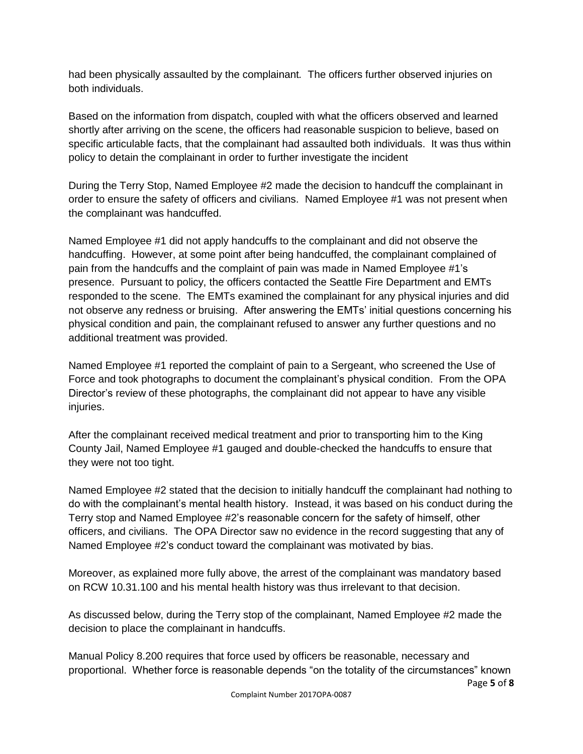had been physically assaulted by the complainant. The officers further observed injuries on both individuals.

Based on the information from dispatch, coupled with what the officers observed and learned shortly after arriving on the scene, the officers had reasonable suspicion to believe, based on specific articulable facts, that the complainant had assaulted both individuals. It was thus within policy to detain the complainant in order to further investigate the incident

During the Terry Stop, Named Employee #2 made the decision to handcuff the complainant in order to ensure the safety of officers and civilians. Named Employee #1 was not present when the complainant was handcuffed.

Named Employee #1 did not apply handcuffs to the complainant and did not observe the handcuffing. However, at some point after being handcuffed, the complainant complained of pain from the handcuffs and the complaint of pain was made in Named Employee #1's presence. Pursuant to policy, the officers contacted the Seattle Fire Department and EMTs responded to the scene. The EMTs examined the complainant for any physical injuries and did not observe any redness or bruising. After answering the EMTs' initial questions concerning his physical condition and pain, the complainant refused to answer any further questions and no additional treatment was provided.

Named Employee #1 reported the complaint of pain to a Sergeant, who screened the Use of Force and took photographs to document the complainant's physical condition. From the OPA Director's review of these photographs, the complainant did not appear to have any visible injuries.

After the complainant received medical treatment and prior to transporting him to the King County Jail, Named Employee #1 gauged and double-checked the handcuffs to ensure that they were not too tight.

Named Employee #2 stated that the decision to initially handcuff the complainant had nothing to do with the complainant's mental health history. Instead, it was based on his conduct during the Terry stop and Named Employee #2's reasonable concern for the safety of himself, other officers, and civilians. The OPA Director saw no evidence in the record suggesting that any of Named Employee #2's conduct toward the complainant was motivated by bias.

Moreover, as explained more fully above, the arrest of the complainant was mandatory based on RCW 10.31.100 and his mental health history was thus irrelevant to that decision.

As discussed below, during the Terry stop of the complainant, Named Employee #2 made the decision to place the complainant in handcuffs.

Manual Policy 8.200 requires that force used by officers be reasonable, necessary and proportional. Whether force is reasonable depends "on the totality of the circumstances" known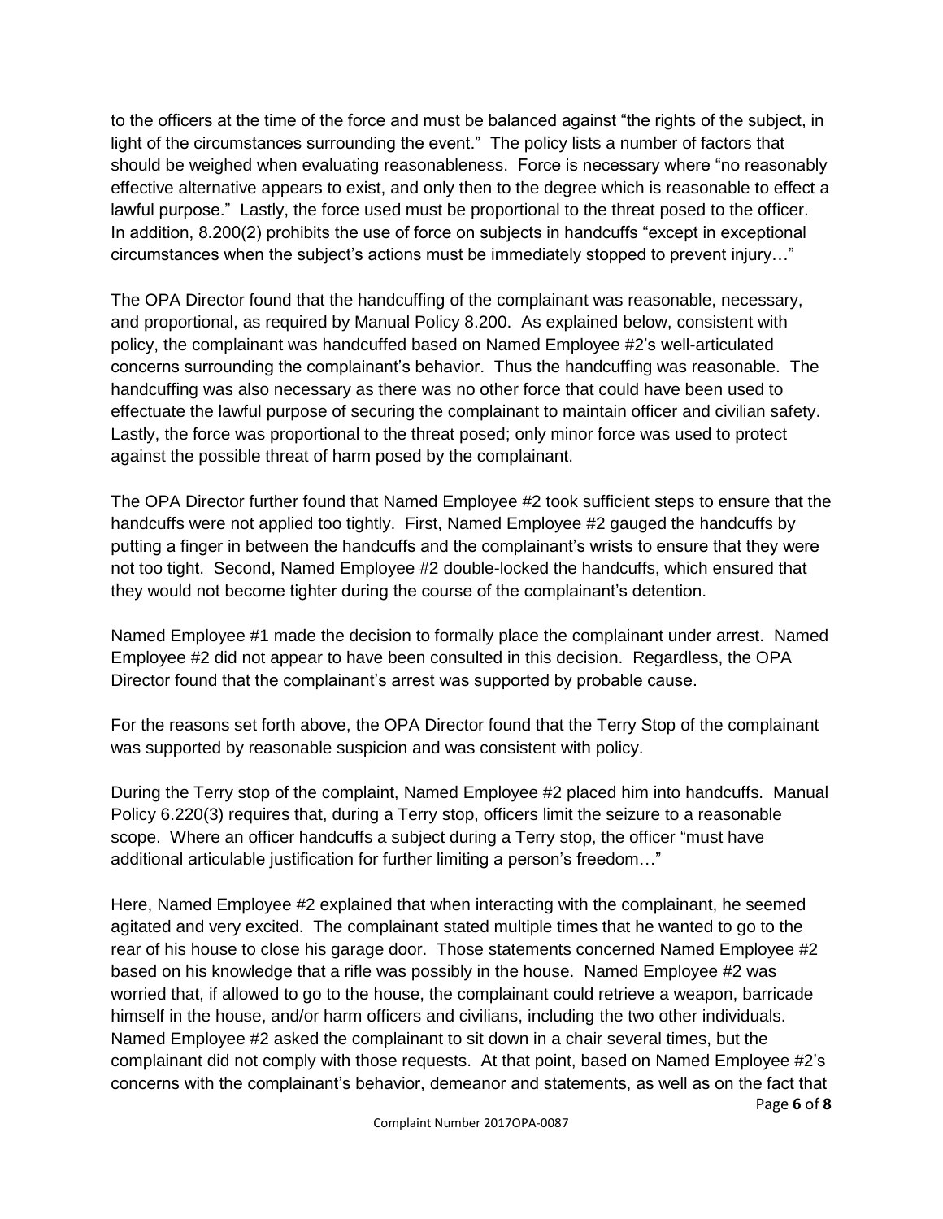to the officers at the time of the force and must be balanced against "the rights of the subject, in light of the circumstances surrounding the event." The policy lists a number of factors that should be weighed when evaluating reasonableness. Force is necessary where "no reasonably effective alternative appears to exist, and only then to the degree which is reasonable to effect a lawful purpose." Lastly, the force used must be proportional to the threat posed to the officer. In addition, 8.200(2) prohibits the use of force on subjects in handcuffs "except in exceptional circumstances when the subject's actions must be immediately stopped to prevent injury…"

The OPA Director found that the handcuffing of the complainant was reasonable, necessary, and proportional, as required by Manual Policy 8.200. As explained below, consistent with policy, the complainant was handcuffed based on Named Employee #2's well-articulated concerns surrounding the complainant's behavior. Thus the handcuffing was reasonable. The handcuffing was also necessary as there was no other force that could have been used to effectuate the lawful purpose of securing the complainant to maintain officer and civilian safety. Lastly, the force was proportional to the threat posed; only minor force was used to protect against the possible threat of harm posed by the complainant.

The OPA Director further found that Named Employee #2 took sufficient steps to ensure that the handcuffs were not applied too tightly. First, Named Employee #2 gauged the handcuffs by putting a finger in between the handcuffs and the complainant's wrists to ensure that they were not too tight. Second, Named Employee #2 double-locked the handcuffs, which ensured that they would not become tighter during the course of the complainant's detention.

Named Employee #1 made the decision to formally place the complainant under arrest. Named Employee #2 did not appear to have been consulted in this decision. Regardless, the OPA Director found that the complainant's arrest was supported by probable cause.

For the reasons set forth above, the OPA Director found that the Terry Stop of the complainant was supported by reasonable suspicion and was consistent with policy.

During the Terry stop of the complaint, Named Employee #2 placed him into handcuffs. Manual Policy 6.220(3) requires that, during a Terry stop, officers limit the seizure to a reasonable scope. Where an officer handcuffs a subject during a Terry stop, the officer "must have additional articulable justification for further limiting a person's freedom…"

Here, Named Employee #2 explained that when interacting with the complainant, he seemed agitated and very excited. The complainant stated multiple times that he wanted to go to the rear of his house to close his garage door. Those statements concerned Named Employee #2 based on his knowledge that a rifle was possibly in the house. Named Employee #2 was worried that, if allowed to go to the house, the complainant could retrieve a weapon, barricade himself in the house, and/or harm officers and civilians, including the two other individuals. Named Employee #2 asked the complainant to sit down in a chair several times, but the complainant did not comply with those requests. At that point, based on Named Employee #2's concerns with the complainant's behavior, demeanor and statements, as well as on the fact that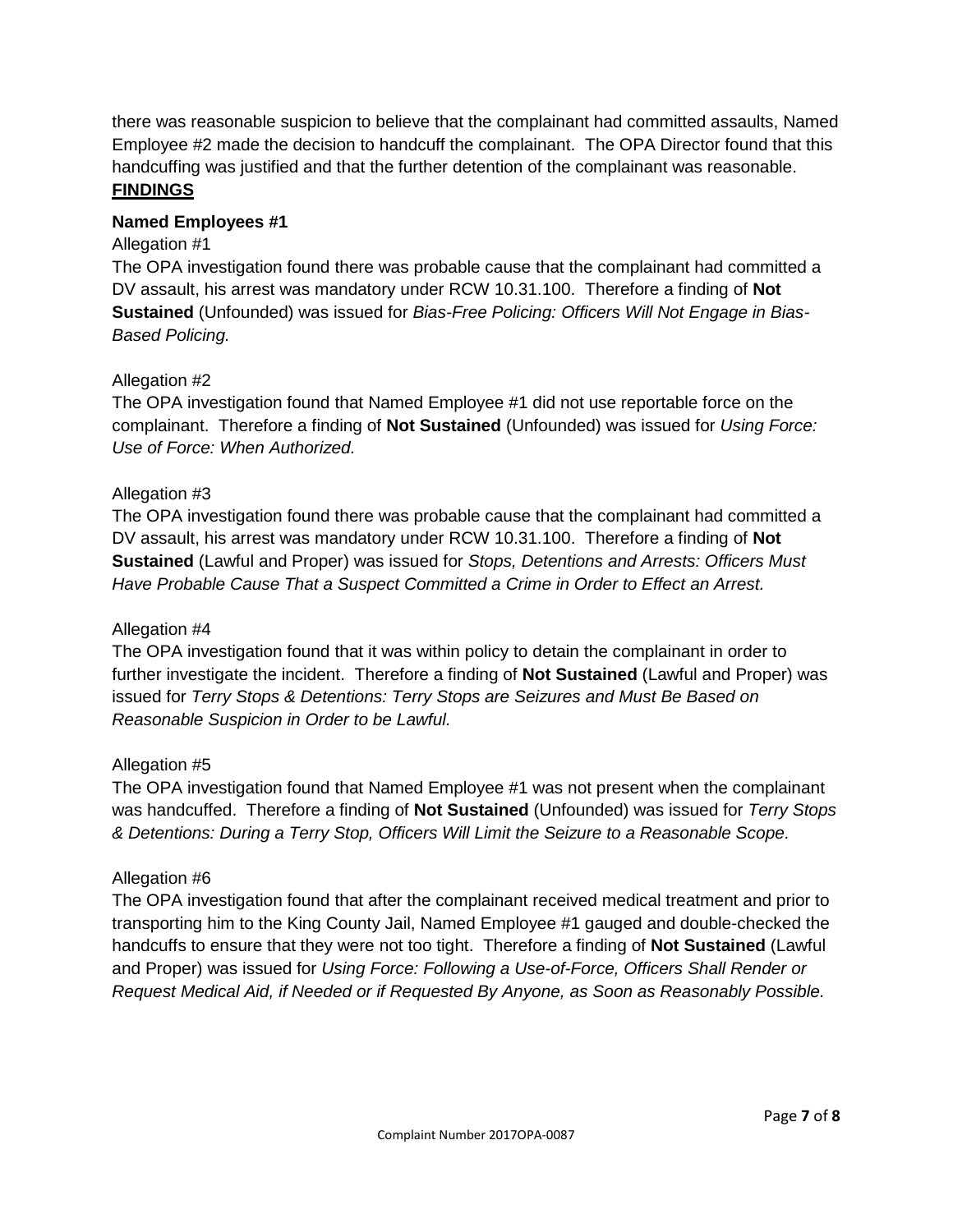there was reasonable suspicion to believe that the complainant had committed assaults, Named Employee #2 made the decision to handcuff the complainant. The OPA Director found that this handcuffing was justified and that the further detention of the complainant was reasonable.

## **FINDINGS**

### **Named Employees #1**

Allegation #1

The OPA investigation found there was probable cause that the complainant had committed a DV assault, his arrest was mandatory under RCW 10.31.100. Therefore a finding of **Not Sustained** (Unfounded) was issued for *Bias-Free Policing: Officers Will Not Engage in Bias-Based Policing.*

Allegation #2

The OPA investigation found that Named Employee #1 did not use reportable force on the complainant. Therefore a finding of **Not Sustained** (Unfounded) was issued for *Using Force: Use of Force: When Authorized.*

Allegation #3

The OPA investigation found there was probable cause that the complainant had committed a DV assault, his arrest was mandatory under RCW 10.31.100. Therefore a finding of **Not Sustained** (Lawful and Proper) was issued for *Stops, Detentions and Arrests: Officers Must Have Probable Cause That a Suspect Committed a Crime in Order to Effect an Arrest.*

Allegation #4

The OPA investigation found that it was within policy to detain the complainant in order to further investigate the incident. Therefore a finding of **Not Sustained** (Lawful and Proper) was issued for *Terry Stops & Detentions: Terry Stops are Seizures and Must Be Based on Reasonable Suspicion in Order to be Lawful.*

Allegation #5

The OPA investigation found that Named Employee #1 was not present when the complainant was handcuffed. Therefore a finding of **Not Sustained** (Unfounded) was issued for *Terry Stops & Detentions: During a Terry Stop, Officers Will Limit the Seizure to a Reasonable Scope.*

Allegation #6

The OPA investigation found that after the complainant received medical treatment and prior to transporting him to the King County Jail, Named Employee #1 gauged and double-checked the handcuffs to ensure that they were not too tight. Therefore a finding of **Not Sustained** (Lawful and Proper) was issued for *Using Force: Following a Use-of-Force, Officers Shall Render or Request Medical Aid, if Needed or if Requested By Anyone, as Soon as Reasonably Possible.*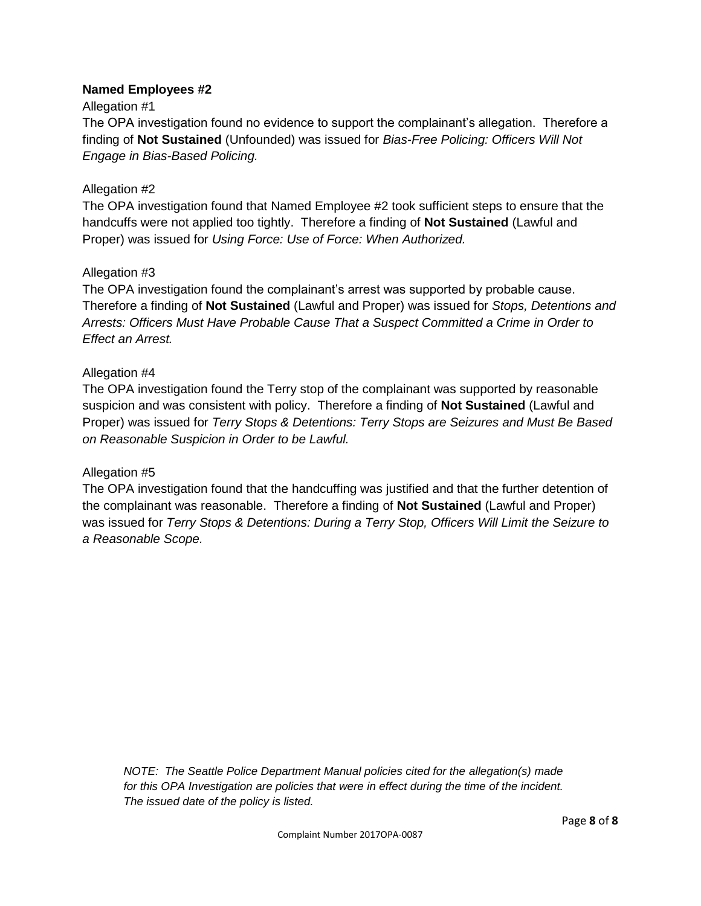**Named Employees #2**

Allegation #1

The OPA investigation found no evidence to support the complainant's allegation. Therefore a finding of **Not Sustained** (Unfounded) was issued for *Bias-Free Policing: Officers Will Not Engage in Bias-Based Policing.*

Allegation #2

The OPA investigation found that Named Employee #2 took sufficient steps to ensure that the handcuffs were not applied too tightly. Therefore a finding of **Not Sustained** (Lawful and Proper) was issued for *Using Force: Use of Force: When Authorized.*

Allegation #3

The OPA investigation found the complainant's arrest was supported by probable cause. Therefore a finding of **Not Sustained** (Lawful and Proper) was issued for *Stops, Detentions and Arrests: Officers Must Have Probable Cause That a Suspect Committed a Crime in Order to Effect an Arrest.*

Allegation #4

The OPA investigation found the Terry stop of the complainant was supported by reasonable suspicion and was consistent with policy. Therefore a finding of **Not Sustained** (Lawful and Proper) was issued for *Terry Stops & Detentions: Terry Stops are Seizures and Must Be Based on Reasonable Suspicion in Order to be Lawful.*

Allegation #5

The OPA investigation found that the handcuffing was justified and that the further detention of the complainant was reasonable. Therefore a finding of **Not Sustained** (Lawful and Proper) was issued for *Terry Stops & Detentions: During a Terry Stop, Officers Will Limit the Seizure to a Reasonable Scope.*

*NOTE: The Seattle Police Department Manual policies cited for the allegation(s) made for this OPA Investigation are policies that were in effect during the time of the incident. The issued date of the policy is listed.*

Complaint Number 2017OPA-0087